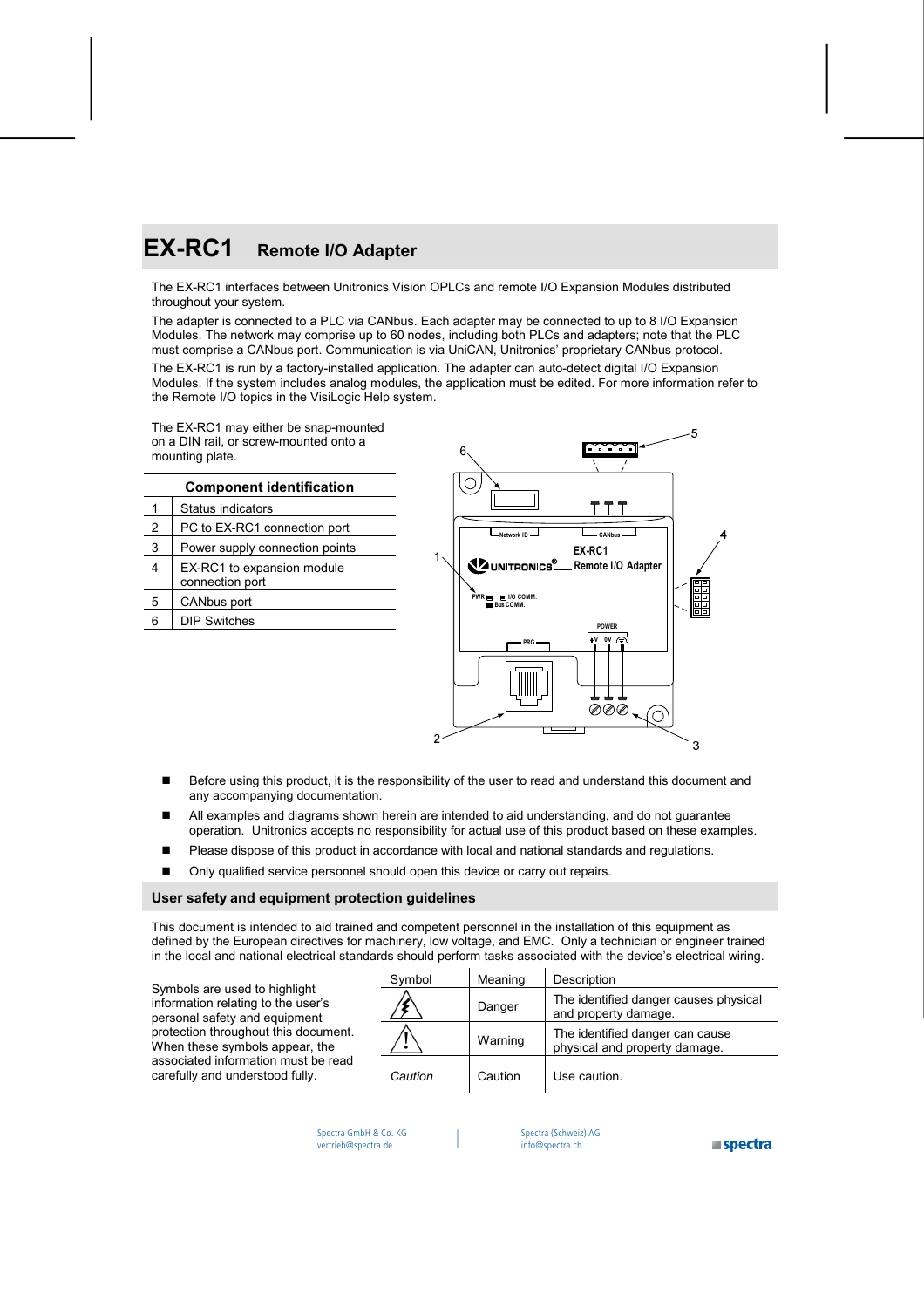# EX-RC1 Remote I/O Adapter

The EX-RC1 interfaces between Unitronics Vision OPLCs and remote I/O Expansion Modules distributed throughout your system.

The adapter is connected to a PLC via CANbus. Each adapter may be connected to up to 8 I/O Expansion Modules. The network may comprise up to 60 nodes, including both PLCs and adapters; note that the PLC must comprise a CANbus port. Communication is via UniCAN, Unitronics' proprietary CANbus protocol.

The EX-RC1 is run by a factory-installed application. The adapter can auto-detect digital I/O Expansion Modules. If the system includes analog modules, the application must be edited. For more information refer to the Remote I/O topics in the VisiLogic Help system.

The EX-RC1 may either be snap-mounted on a DIN rail, or screw-mounted onto a mounting plate.

| Component identification | |
|---|---|
| 1 | Status indicators |
| 2 | PC to EX-RC1 connection port |
| 3 | Power supply connection points |
| 4 | EX-RC1 to expansion module connection port |
| 5 | CANbus port |
| 6 | DIP Switches |

- Before using this product, it is the responsibility of the user to read and understand this document and any accompanying documentation.
- All examples and diagrams shown herein are intended to aid understanding, and do not guarantee operation. Unitronics accepts no responsibility for actual use of this product based on these examples.
- Please dispose of this product in accordance with local and national standards and regulations.
- Only qualified service personnel should open this device or carry out repairs.

## User safety and equipment protection guidelines

This document is intended to aid trained and competent personnel in the installation of this equipment as defined by the European directives for machinery, low voltage, and EMC. Only a technician or engineer trained in the local and national electrical standards should perform tasks associated with the device's electrical wiring.

Symbols are used to highlight information relating to the user's personal safety and equipment protection throughout this document. When these symbols appear, the associated information must be read carefully and understood fully.

| Symbol | Meaning | Description |
|---|---|---|
| ⚡ | Danger | The identified danger causes physical and property damage. |
| ⚠ | Warning | The identified danger can cause physical and property damage. |
| *Caution* | Caution | Use caution. |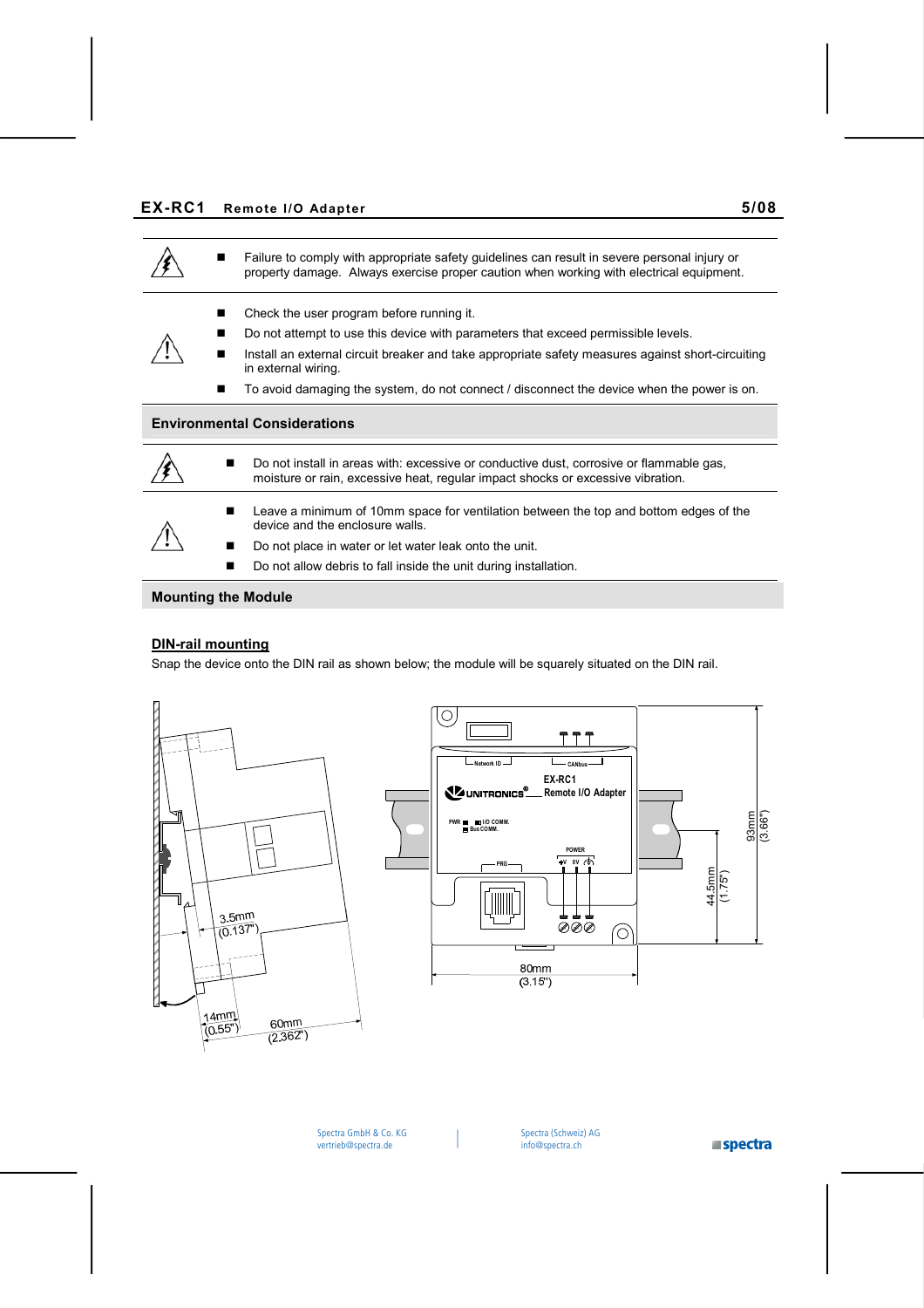- Failure to comply with appropriate safety guidelines can result in severe personal injury or property damage. Always exercise proper caution when working with electrical equipment.

- Check the user program before running it.
- Do not attempt to use this device with parameters that exceed permissible levels.
- Install an external circuit breaker and take appropriate safety measures against short-circuiting in external wiring.
- To avoid damaging the system, do not connect / disconnect the device when the power is on.

## Environmental Considerations

- Do not install in areas with: excessive or conductive dust, corrosive or flammable gas, moisture or rain, excessive heat, regular impact shocks or excessive vibration.

- Leave a minimum of 10mm space for ventilation between the top and bottom edges of the device and the enclosure walls.
- Do not place in water or let water leak onto the unit.
- Do not allow debris to fall inside the unit during installation.

## Mounting the Module

### DIN-rail mounting

Snap the device onto the DIN rail as shown below; the module will be squarely situated on the DIN rail.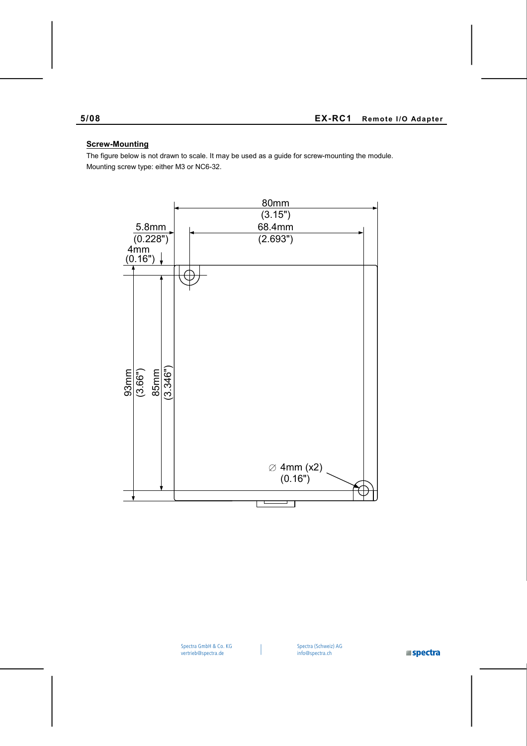## Screw-Mounting

The figure below is not drawn to scale. It may be used as a guide for screw-mounting the module.
Mounting screw type: either M3 or NC6-32.

80mm
(3.15")

5.8mm
(0.228")

68.4mm
(2.693")

4mm
(0.16")

93mm
(3.66")

85mm
(3.346")

∅ 4mm (x2)
(0.16")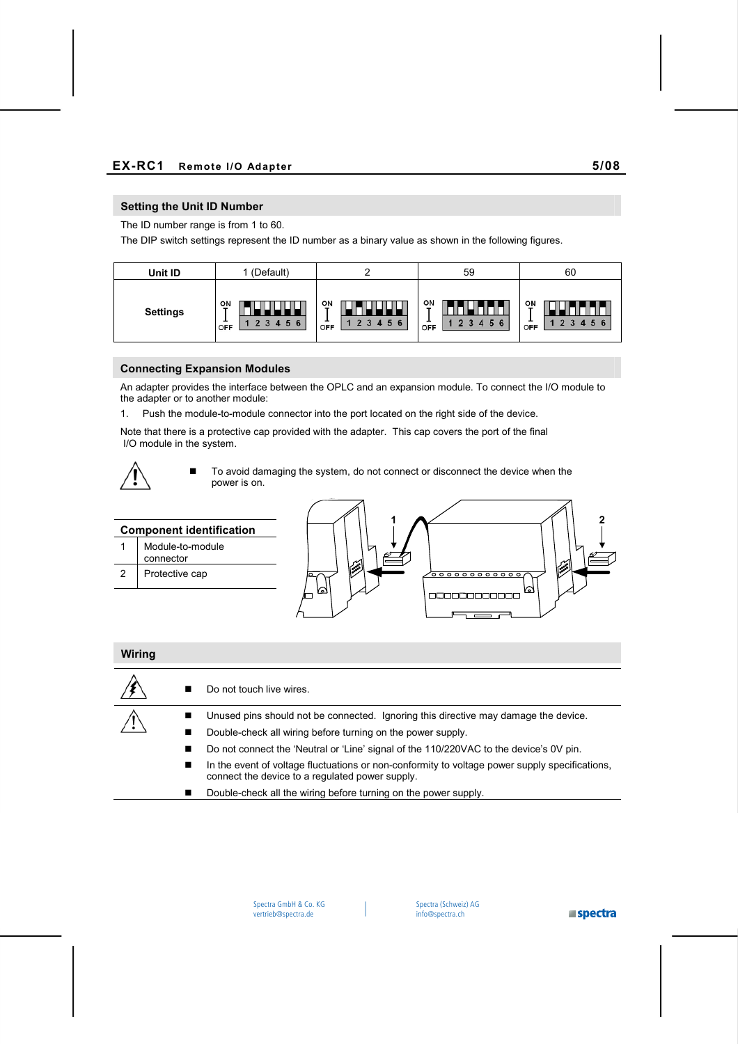## Setting the Unit ID Number

The ID number range is from 1 to 60.

The DIP switch settings represent the ID number as a binary value as shown in the following figures.

| Unit ID | 1 (Default) | 2 | 59 | 60 |
|---|---|---|---|---|
| Settings | ON / OFF 1 2 3 4 5 6 | ON / OFF 1 2 3 4 5 6 | ON / OFF 1 2 3 4 5 6 | ON / OFF 1 2 3 4 5 6 |

## Connecting Expansion Modules

An adapter provides the interface between the OPLC and an expansion module. To connect the I/O module to the adapter or to another module:

1. Push the module-to-module connector into the port located on the right side of the device.

Note that there is a protective cap provided with the adapter. This cap covers the port of the final I/O module in the system.

- To avoid damaging the system, do not connect or disconnect the device when the power is on.

| Component identification | |
|---|---|
| 1 | Module-to-module connector |
| 2 | Protective cap |

## Wiring

- Do not touch live wires.

- Unused pins should not be connected. Ignoring this directive may damage the device.
- Double-check all wiring before turning on the power supply.
- Do not connect the 'Neutral or 'Line' signal of the 110/220VAC to the device's 0V pin.
- In the event of voltage fluctuations or non-conformity to voltage power supply specifications, connect the device to a regulated power supply.
- Double-check all the wiring before turning on the power supply.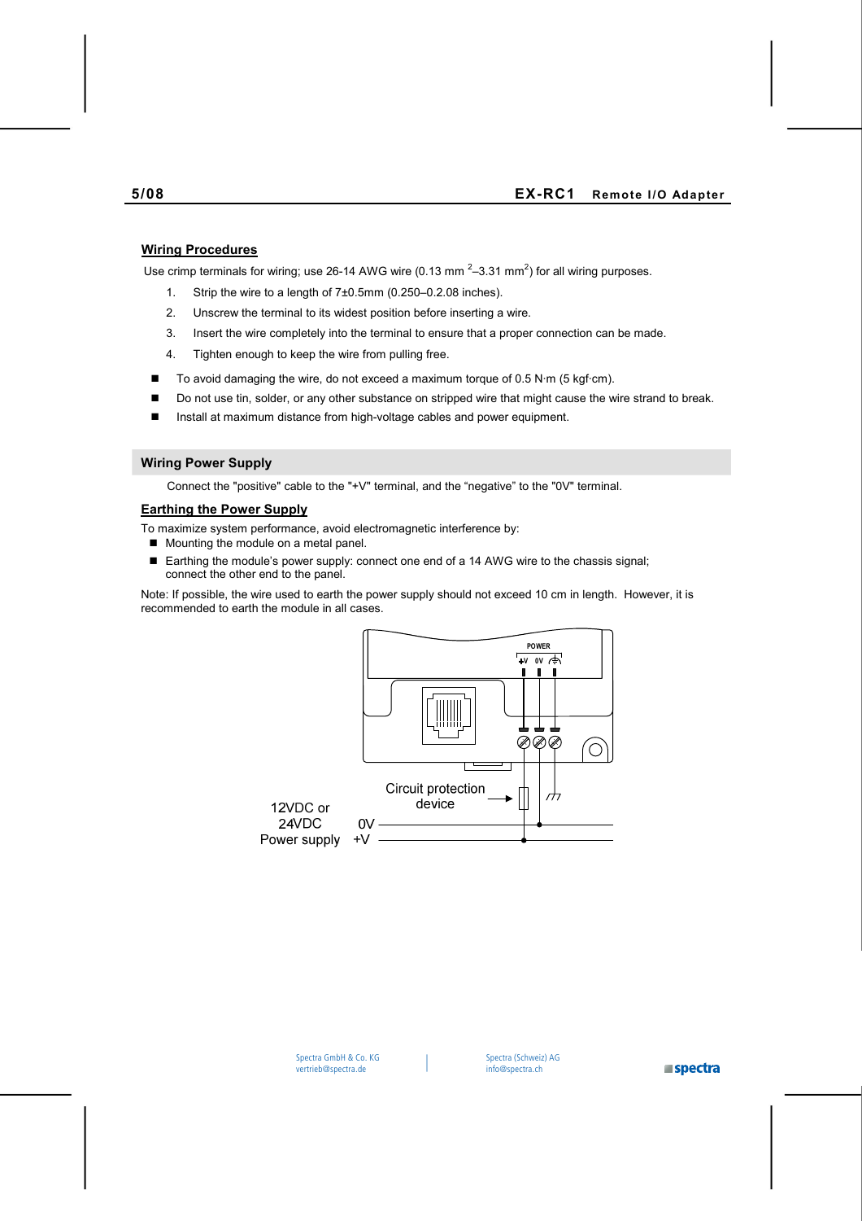## Wiring Procedures

Use crimp terminals for wiring; use 26-14 AWG wire (0.13 mm $^2$–3.31 mm$^2$) for all wiring purposes.

1. Strip the wire to a length of 7±0.5mm (0.250–0.2.08 inches).
2. Unscrew the terminal to its widest position before inserting a wire.
3. Insert the wire completely into the terminal to ensure that a proper connection can be made.
4. Tighten enough to keep the wire from pulling free.

- To avoid damaging the wire, do not exceed a maximum torque of 0.5 N·m (5 kgf·cm).
- Do not use tin, solder, or any other substance on stripped wire that might cause the wire strand to break.
- Install at maximum distance from high-voltage cables and power equipment.

## Wiring Power Supply

Connect the "positive" cable to the "+V" terminal, and the "negative" to the "0V" terminal.

## Earthing the Power Supply

To maximize system performance, avoid electromagnetic interference by:

- Mounting the module on a metal panel.
- Earthing the module's power supply: connect one end of a 14 AWG wire to the chassis signal; connect the other end to the panel.

Note: If possible, the wire used to earth the power supply should not exceed 10 cm in length. However, it is recommended to earth the module in all cases.

POWER
+V 0V ⏚

Circuit protection device

12VDC or 24VDC Power supply
0V
+V

Spectra GmbH & Co. KG
vertrieb@spectra.de

Spectra (Schweiz) AG
info@spectra.ch

spectra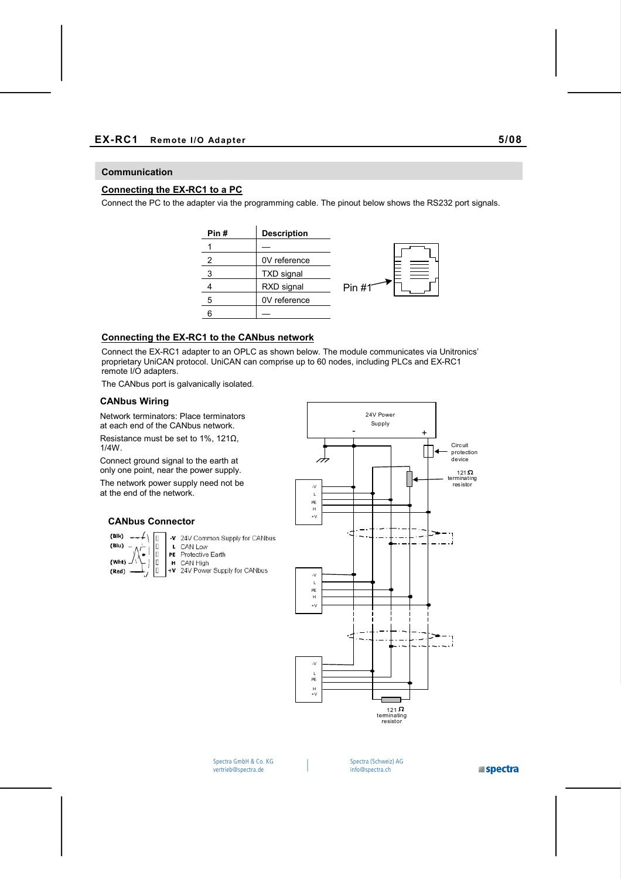## Communication

### Connecting the EX-RC1 to a PC

Connect the PC to the adapter via the programming cable. The pinout below shows the RS232 port signals.

| Pin # | Description |
|---|---|
| 1 | — |
| 2 | 0V reference |
| 3 | TXD signal |
| 4 | RXD signal |
| 5 | 0V reference |
| 6 | — |

Pin #1

### Connecting the EX-RC1 to the CANbus network

Connect the EX-RC1 adapter to an OPLC as shown below. The module communicates via Unitronics' proprietary UniCAN protocol. UniCAN can comprise up to 60 nodes, including PLCs and EX-RC1 remote I/O adapters.

The CANbus port is galvanically isolated.

### CANbus Wiring

Network terminators: Place terminators at each end of the CANbus network.

Resistance must be set to 1%, 121Ω, 1/4W.

Connect ground signal to the earth at only one point, near the power supply.

The network power supply need not be at the end of the network.

24V Power Supply

Circuit protection device

121Ω terminating resistor

121Ω terminating resistor

### CANbus Connector

| Wire | Pin | Description |
|---|---|---|
| (Blk) | -V | 24V Common Supply for CANbus |
| (Blu) | L | CAN Low |
| | PE | Protective Earth |
| (Wht) | H | CAN High |
| (Red) | +V | 24V Power Supply for CANbus |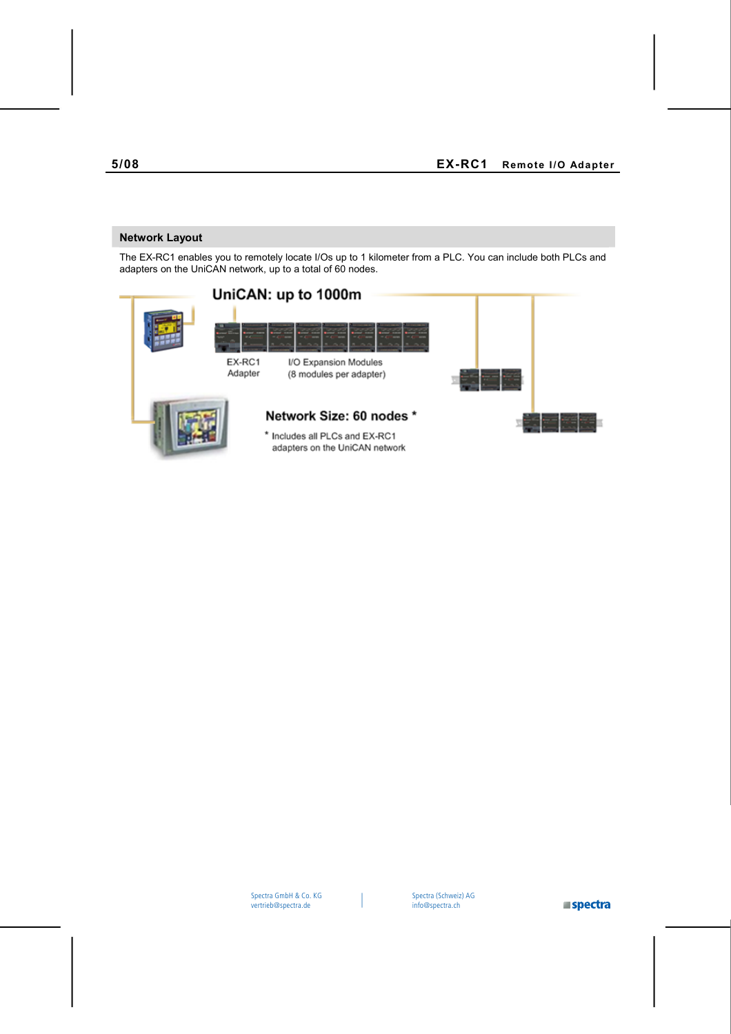## Network Layout

The EX-RC1 enables you to remotely locate I/Os up to 1 kilometer from a PLC. You can include both PLCs and adapters on the UniCAN network, up to a total of 60 nodes.

UniCAN: up to 1000m

EX-RC1 Adapter

I/O Expansion Modules (8 modules per adapter)

Network Size: 60 nodes *

* Includes all PLCs and EX-RC1 adapters on the UniCAN network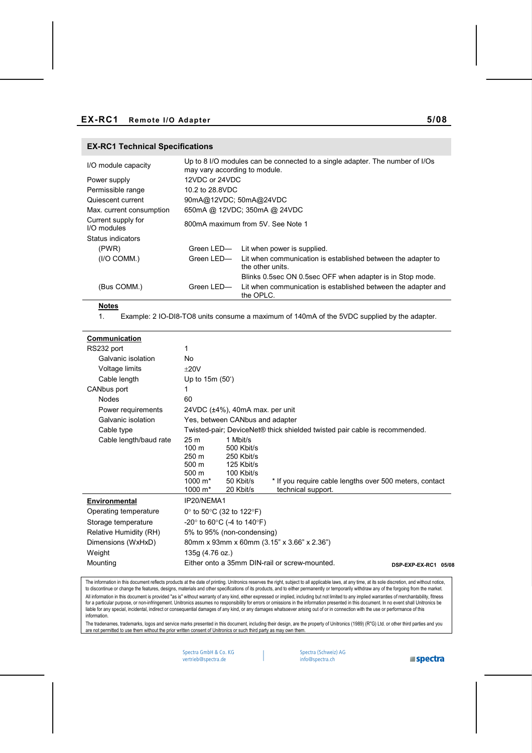## EX-RC1 Technical Specifications

| | | |
|---|---|---|
| I/O module capacity | Up to 8 I/O modules can be connected to a single adapter. The number of I/Os may vary according to module. | |
| Power supply | 12VDC or 24VDC | |
| Permissible range | 10.2 to 28.8VDC | |
| Quiescent current | 90mA@12VDC; 50mA@24VDC | |
| Max. current consumption | 650mA @ 12VDC; 350mA @ 24VDC | |
| Current supply for I/O modules | 800mA maximum from 5V. See Note 1 | |
| Status indicators | | |
| (PWR) | Green LED— | Lit when power is supplied. |
| (I/O COMM.) | Green LED— | Lit when communication is established between the adapter to the other units. Blinks 0.5sec ON 0.5sec OFF when adapter is in Stop mode. |
| (Bus COMM.) | Green LED— | Lit when communication is established between the adapter and the OPLC. |

**Notes**

1. Example: 2 IO-DI8-TO8 units consume a maximum of 140mA of the 5VDC supplied by the adapter.

| **Communication** | | | |
|---|---|---|---|
| RS232 port | 1 | | |
| Galvanic isolation | No | | |
| Voltage limits | ±20V | | |
| Cable length | Up to 15m (50') | | |
| CANbus port | 1 | | |
| Nodes | 60 | | |
| Power requirements | 24VDC (±4%), 40mA max. per unit | | |
| Galvanic isolation | Yes, between CANbus and adapter | | |
| Cable type | Twisted-pair; DeviceNet® thick shielded twisted pair cable is recommended. | | |
| Cable length/baud rate | 25 m | 1 Mbit/s | |
| | 100 m | 500 Kbit/s | |
| | 250 m | 250 Kbit/s | |
| | 500 m | 125 Kbit/s | |
| | 500 m | 100 Kbit/s | |
| | 1000 m* | 50 Kbit/s | * If you require cable lengths over 500 meters, contact technical support. |
| | 1000 m* | 20 Kbit/s | |

| **Environmental** | IP20/NEMA1 |
|---|---|
| Operating temperature | 0° to 50°C (32 to 122°F) |
| Storage temperature | -20° to 60°C (-4 to 140°F) |
| Relative Humidity (RH) | 5% to 95% (non-condensing) |
| Dimensions (WxHxD) | 80mm x 93mm x 60mm (3.15" x 3.66" x 2.36") |
| Weight | 135g (4.76 oz.) |
| Mounting | Either onto a 35mm DIN-rail or screw-mounted. |

DSP-EXP-EX-RC1 05/08

The information in this document reflects products at the date of printing. Unitronics reserves the right, subject to all applicable laws, at any time, at its sole discretion, and without notice, to discontinue or change the features, designs, materials and other specifications of its products, and to either permanently or temporarily withdraw any of the forgoing from the market.

All information in this document is provided "as is" without warranty of any kind, either expressed or implied, including but not limited to any implied warranties of merchantability, fitness for a particular purpose, or non-infringement. Unitronics assumes no responsibility for errors or omissions in the information presented in this document. In no event shall Unitronics be liable for any special, incidental, indirect or consequential damages of any kind, or any damages whatsoever arising out of or in connection with the use or performance of this information.

The tradenames, trademarks, logos and service marks presented in this document, including their design, are the property of Unitronics (1989) (R"G) Ltd. or other third parties and you are not permitted to use them without the prior written consent of Unitronics or such third party as may own them.

Spectra GmbH & Co. KG
vertrieb@spectra.de

Spectra (Schweiz) AG
info@spectra.ch

spectra